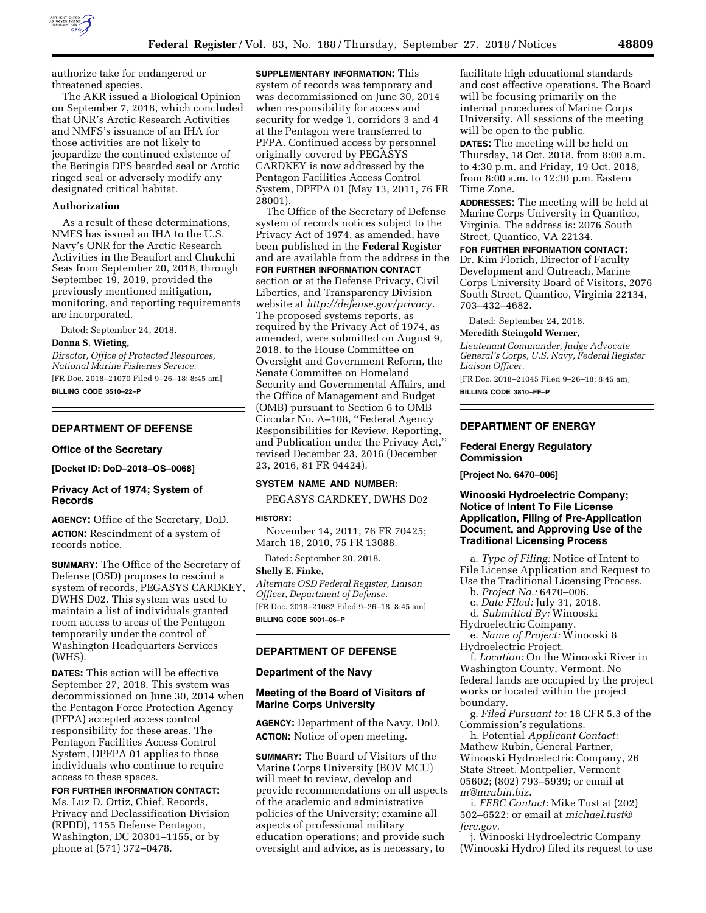authorize take for endangered or threatened species.

The AKR issued a Biological Opinion on September 7, 2018, which concluded that ONR's Arctic Research Activities and NMFS's issuance of an IHA for those activities are not likely to jeopardize the continued existence of the Beringia DPS bearded seal or Arctic ringed seal or adversely modify any designated critical habitat.

### Authorization

As a result of these determinations, NMFS has issued an IHA to the U.S. Navy's ONR for the Arctic Research Activities in the Beaufort and Chukchi Seas from September 20, 2018, through September 19, 2019, provided the previously mentioned mitigation, monitoring, and reporting requirements are incorporated.

Dated: September 24, 2018.

**Donna S. Wieting,**

*Director, Office of Protected Resources, National Marine Fisheries Service.*

[FR Doc. 2018–21070 Filed 9–26–18; 8:45 am]

**BILLING CODE 3510–22–P**

---

## DEPARTMENT OF DEFENSE

### Office of the Secretary

**[Docket ID: DoD–2018–OS–0068]**

### Privacy Act of 1974; System of Records

**AGENCY:** Office of the Secretary, DoD.

**ACTION:** Rescindment of a system of records notice.

**SUMMARY:** The Office of the Secretary of Defense (OSD) proposes to rescind a system of records, PEGASYS CARDKEY, DWHS D02. This system was used to maintain a list of individuals granted room access to areas of the Pentagon temporarily under the control of Washington Headquarters Services (WHS).

**DATES:** This action will be effective September 27, 2018. This system was decommissioned on June 30, 2014 when the Pentagon Force Protection Agency (PFPA) accepted access control responsibility for these areas. The Pentagon Facilities Access Control System, DPFPA 01 applies to those individuals who continue to require access to these spaces.

**FOR FURTHER INFORMATION CONTACT:** Ms. Luz D. Ortiz, Chief, Records, Privacy and Declassification Division (RPDD), 1155 Defense Pentagon, Washington, DC 20301–1155, or by phone at (571) 372–0478.

**SUPPLEMENTARY INFORMATION:** This system of records was temporary and was decommissioned on June 30, 2014 when responsibility for access and security for wedge 1, corridors 3 and 4 at the Pentagon were transferred to PFPA. Continued access by personnel originally covered by PEGASYS CARDKEY is now addressed by the Pentagon Facilities Access Control System, DPFPA 01 (May 13, 2011, 76 FR 28001).

The Office of the Secretary of Defense system of records notices subject to the Privacy Act of 1974, as amended, have been published in the **Federal Register** and are available from the address in the **FOR FURTHER INFORMATION CONTACT** section or at the Defense Privacy, Civil Liberties, and Transparency Division website at *http://defense.gov/privacy.* The proposed systems reports, as required by the Privacy Act of 1974, as amended, were submitted on August 9, 2018, to the House Committee on Oversight and Government Reform, the Senate Committee on Homeland Security and Governmental Affairs, and the Office of Management and Budget (OMB) pursuant to Section 6 to OMB Circular No. A–108, ''Federal Agency Responsibilities for Review, Reporting, and Publication under the Privacy Act,'' revised December 23, 2016 (December 23, 2016, 81 FR 94424).

**SYSTEM NAME AND NUMBER:**

PEGASYS CARDKEY, DWHS D02

**HISTORY:**

November 14, 2011, 76 FR 70425; March 18, 2010, 75 FR 13088.

Dated: September 20, 2018.

**Shelly E. Finke,**

*Alternate OSD Federal Register, Liaison Officer, Department of Defense.*

[FR Doc. 2018–21082 Filed 9–26–18; 8:45 am]

**BILLING CODE 5001–06–P**

---

## DEPARTMENT OF DEFENSE

### Department of the Navy

### Meeting of the Board of Visitors of Marine Corps University

**AGENCY:** Department of the Navy, DoD.

**ACTION:** Notice of open meeting.

**SUMMARY:** The Board of Visitors of the Marine Corps University (BOV MCU) will meet to review, develop and provide recommendations on all aspects of the academic and administrative policies of the University; examine all aspects of professional military education operations; and provide such oversight and advice, as is necessary, to facilitate high educational standards and cost effective operations. The Board will be focusing primarily on the internal procedures of Marine Corps University. All sessions of the meeting will be open to the public.

**DATES:** The meeting will be held on Thursday, 18 Oct. 2018, from 8:00 a.m. to 4:30 p.m. and Friday, 19 Oct. 2018, from 8:00 a.m. to 12:30 p.m. Eastern Time Zone.

**ADDRESSES:** The meeting will be held at Marine Corps University in Quantico, Virginia. The address is: 2076 South Street, Quantico, VA 22134.

**FOR FURTHER INFORMATION CONTACT:** Dr. Kim Florich, Director of Faculty Development and Outreach, Marine Corps University Board of Visitors, 2076 South Street, Quantico, Virginia 22134, 703–432–4682.

Dated: September 24, 2018.

**Meredith Steingold Werner,**

*Lieutenant Commander, Judge Advocate General's Corps, U.S. Navy, Federal Register Liaison Officer.*

[FR Doc. 2018–21045 Filed 9–26–18; 8:45 am]

**BILLING CODE 3810–FF–P**

---

## DEPARTMENT OF ENERGY

### Federal Energy Regulatory Commission

**[Project No. 6470–006]**

### Winooski Hydroelectric Company; Notice of Intent To File License Application, Filing of Pre-Application Document, and Approving Use of the Traditional Licensing Process

a. *Type of Filing:* Notice of Intent to File License Application and Request to Use the Traditional Licensing Process.

b. *Project No.:* 6470–006.

c. *Date Filed:* July 31, 2018.

d. *Submitted By:* Winooski Hydroelectric Company.

e. *Name of Project:* Winooski 8 Hydroelectric Project.

f. *Location:* On the Winooski River in Washington County, Vermont. No federal lands are occupied by the project works or located within the project boundary.

g. *Filed Pursuant to:* 18 CFR 5.3 of the Commission's regulations.

h. Potential *Applicant Contact:* Mathew Rubin, General Partner, Winooski Hydroelectric Company, 26 State Street, Montpelier, Vermont 05602; (802) 793–5939; or email at *m@mrubin.biz*.

i. *FERC Contact:* Mike Tust at (202) 502–6522; or email at *michael.tust@ferc.gov*.

j. Winooski Hydroelectric Company (Winooski Hydro) filed its request to use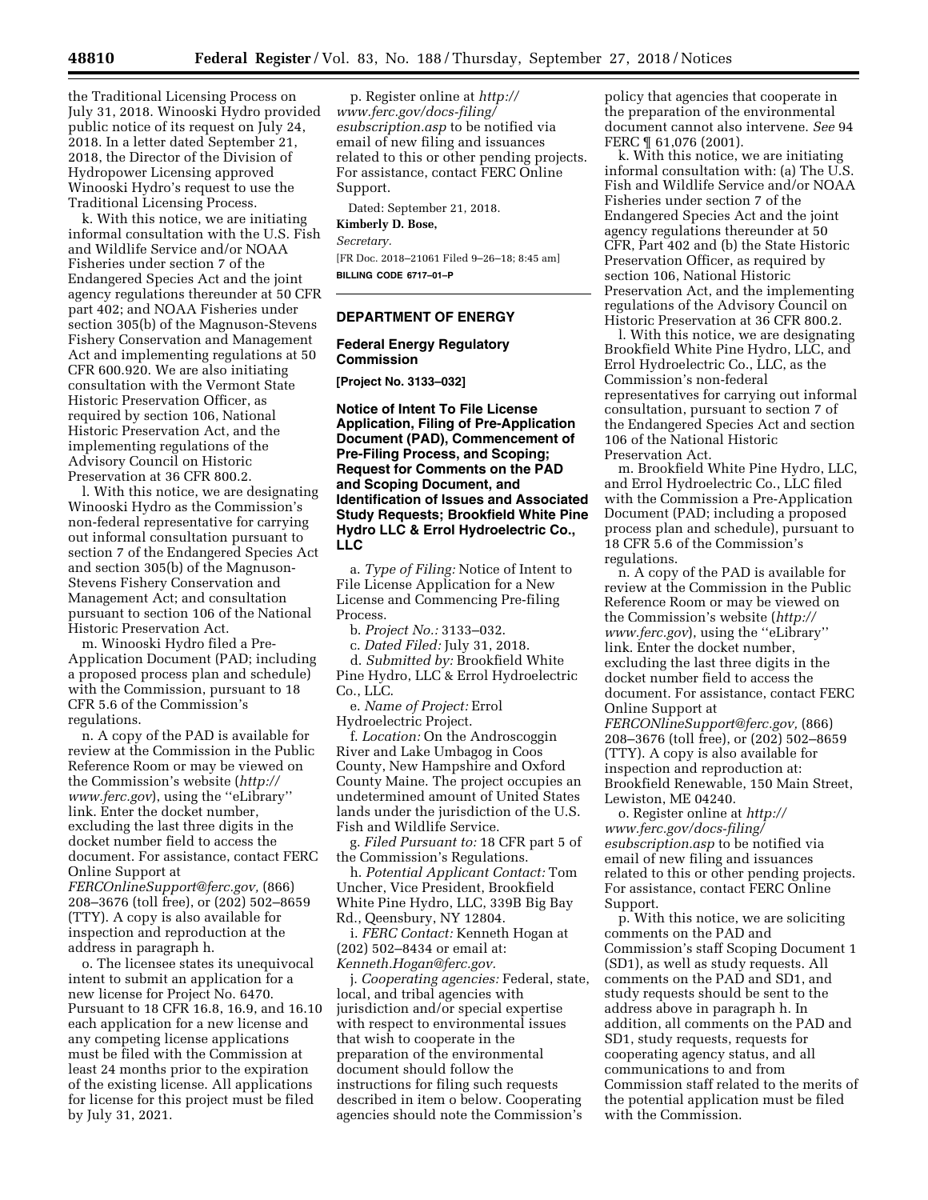the Traditional Licensing Process on July 31, 2018. Winooski Hydro provided public notice of its request on July 24, 2018. In a letter dated September 21, 2018, the Director of the Division of Hydropower Licensing approved Winooski Hydro's request to use the Traditional Licensing Process.

k. With this notice, we are initiating informal consultation with the U.S. Fish and Wildlife Service and/or NOAA Fisheries under section 7 of the Endangered Species Act and the joint agency regulations thereunder at 50 CFR part 402; and NOAA Fisheries under section 305(b) of the Magnuson-Stevens Fishery Conservation and Management Act and implementing regulations at 50 CFR 600.920. We are also initiating consultation with the Vermont State Historic Preservation Officer, as required by section 106, National Historic Preservation Act, and the implementing regulations of the Advisory Council on Historic Preservation at 36 CFR 800.2.

l. With this notice, we are designating Winooski Hydro as the Commission's non-federal representative for carrying out informal consultation pursuant to section 7 of the Endangered Species Act and section 305(b) of the Magnuson-Stevens Fishery Conservation and Management Act; and consultation pursuant to section 106 of the National Historic Preservation Act.

m. Winooski Hydro filed a Pre-Application Document (PAD; including a proposed process plan and schedule) with the Commission, pursuant to 18 CFR 5.6 of the Commission's regulations.

n. A copy of the PAD is available for review at the Commission in the Public Reference Room or may be viewed on the Commission's website (*http://www.ferc.gov*), using the ''eLibrary'' link. Enter the docket number, excluding the last three digits in the docket number field to access the document. For assistance, contact FERC Online Support at *FERCOnlineSupport@ferc.gov,* (866) 208–3676 (toll free), or (202) 502–8659 (TTY). A copy is also available for inspection and reproduction at the address in paragraph h.

o. The licensee states its unequivocal intent to submit an application for a new license for Project No. 6470. Pursuant to 18 CFR 16.8, 16.9, and 16.10 each application for a new license and any competing license applications must be filed with the Commission at least 24 months prior to the expiration of the existing license. All applications for license for this project must be filed by July 31, 2021.

p. Register online at *http://www.ferc.gov/docs-filing/esubscription.asp* to be notified via email of new filing and issuances related to this or other pending projects. For assistance, contact FERC Online Support.

Dated: September 21, 2018.

**Kimberly D. Bose,**

*Secretary.*

[FR Doc. 2018–21061 Filed 9–26–18; 8:45 am]

**BILLING CODE 6717–01–P**

## DEPARTMENT OF ENERGY

### Federal Energy Regulatory Commission

**[Project No. 3133–032]**

### Notice of Intent To File License Application, Filing of Pre-Application Document (PAD), Commencement of Pre-Filing Process, and Scoping; Request for Comments on the PAD and Scoping Document, and Identification of Issues and Associated Study Requests; Brookfield White Pine Hydro LLC & Errol Hydroelectric Co., LLC

a. *Type of Filing:* Notice of Intent to File License Application for a New License and Commencing Pre-filing Process.

b. *Project No.:* 3133–032.

c. *Dated Filed:* July 31, 2018.

d. *Submitted by:* Brookfield White Pine Hydro, LLC & Errol Hydroelectric Co., LLC.

e. *Name of Project:* Errol Hydroelectric Project.

f. *Location:* On the Androscoggin River and Lake Umbagog in Coos County, New Hampshire and Oxford County Maine. The project occupies an undetermined amount of United States lands under the jurisdiction of the U.S. Fish and Wildlife Service.

g. *Filed Pursuant to:* 18 CFR part 5 of the Commission's Regulations.

h. *Potential Applicant Contact:* Tom Uncher, Vice President, Brookfield White Pine Hydro, LLC, 339B Big Bay Rd., Qeensbury, NY 12804.

i. *FERC Contact:* Kenneth Hogan at (202) 502–8434 or email at: *Kenneth.Hogan@ferc.gov.*

j. *Cooperating agencies:* Federal, state, local, and tribal agencies with jurisdiction and/or special expertise with respect to environmental issues that wish to cooperate in the preparation of the environmental document should follow the instructions for filing such requests described in item o below. Cooperating agencies should note the Commission's policy that agencies that cooperate in the preparation of the environmental document cannot also intervene. *See* 94 FERC ¶ 61,076 (2001).

k. With this notice, we are initiating informal consultation with: (a) The U.S. Fish and Wildlife Service and/or NOAA Fisheries under section 7 of the Endangered Species Act and the joint agency regulations thereunder at 50 CFR, Part 402 and (b) the State Historic Preservation Officer, as required by section 106, National Historic Preservation Act, and the implementing regulations of the Advisory Council on Historic Preservation at 36 CFR 800.2.

l. With this notice, we are designating Brookfield White Pine Hydro, LLC, and Errol Hydroelectric Co., LLC, as the Commission's non-federal representatives for carrying out informal consultation, pursuant to section 7 of the Endangered Species Act and section 106 of the National Historic Preservation Act.

m. Brookfield White Pine Hydro, LLC, and Errol Hydroelectric Co., LLC filed with the Commission a Pre-Application Document (PAD; including a proposed process plan and schedule), pursuant to 18 CFR 5.6 of the Commission's regulations.

n. A copy of the PAD is available for review at the Commission in the Public Reference Room or may be viewed on the Commission's website (*http://www.ferc.gov*), using the ''eLibrary'' link. Enter the docket number, excluding the last three digits in the docket number field to access the document. For assistance, contact FERC Online Support at *FERCONlineSupport@ferc.gov,* (866) 208–3676 (toll free), or (202) 502–8659 (TTY). A copy is also available for inspection and reproduction at: Brookfield Renewable, 150 Main Street, Lewiston, ME 04240.

o. Register online at *http://www.ferc.gov/docs-filing/esubscription.asp* to be notified via email of new filing and issuances related to this or other pending projects. For assistance, contact FERC Online Support.

p. With this notice, we are soliciting comments on the PAD and Commission's staff Scoping Document 1 (SD1), as well as study requests. All comments on the PAD and SD1, and study requests should be sent to the address above in paragraph h. In addition, all comments on the PAD and SD1, study requests, requests for cooperating agency status, and all communications to and from Commission staff related to the merits of the potential application must be filed with the Commission.